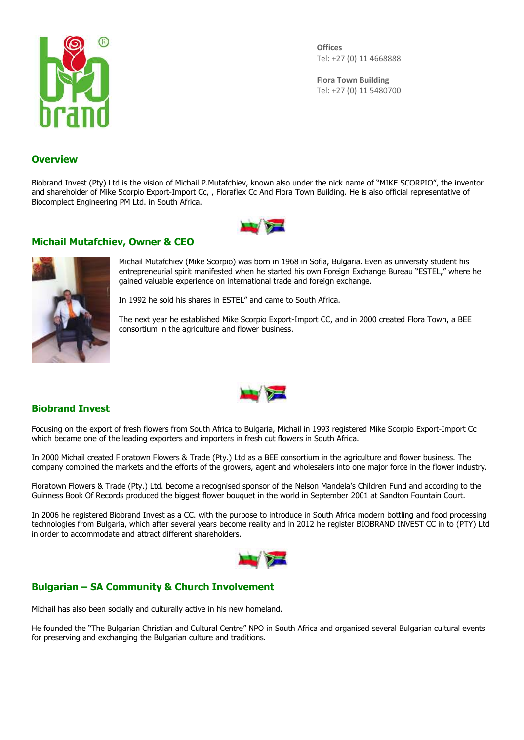**Offices**
Tel: +27 (0) 11 4668888

**Flora Town Building**
Tel: +27 (0) 11 5480700

## Overview

Biobrand Invest (Pty) Ltd is the vision of Michail P.Mutafchiev, known also under the nick name of "MIKE SCORPIO", the inventor and shareholder of Mike Scorpio Export-Import Cc, , Floraflex Cc And Flora Town Building. He is also official representative of Biocomplect Engineering PM Ltd. in South Africa.

## Michail Mutafchiev, Owner & CEO

Michail Mutafchiev (Mike Scorpio) was born in 1968 in Sofia, Bulgaria. Even as university student his entrepreneurial spirit manifested when he started his own Foreign Exchange Bureau "ESTEL," where he gained valuable experience on international trade and foreign exchange.

In 1992 he sold his shares in ESTEL" and came to South Africa.

The next year he established Mike Scorpio Export-Import CC, and in 2000 created Flora Town, a BEE consortium in the agriculture and flower business.

## Biobrand Invest

Focusing on the export of fresh flowers from South Africa to Bulgaria, Michail in 1993 registered Mike Scorpio Export-Import Cc which became one of the leading exporters and importers in fresh cut flowers in South Africa.

In 2000 Michail created Floratown Flowers & Trade (Pty.) Ltd as a BEE consortium in the agriculture and flower business. The company combined the markets and the efforts of the growers, agent and wholesalers into one major force in the flower industry.

Floratown Flowers & Trade (Pty.) Ltd. become a recognised sponsor of the Nelson Mandela's Children Fund and according to the Guinness Book Of Records produced the biggest flower bouquet in the world in September 2001 at Sandton Fountain Court.

In 2006 he registered Biobrand Invest as a CC. with the purpose to introduce in South Africa modern bottling and food processing technologies from Bulgaria, which after several years become reality and in 2012 he register BIOBRAND INVEST CC in to (PTY) Ltd in order to accommodate and attract different shareholders.

## Bulgarian – SA Community & Church Involvement

Michail has also been socially and culturally active in his new homeland.

He founded the "The Bulgarian Christian and Cultural Centre" NPO in South Africa and organised several Bulgarian cultural events for preserving and exchanging the Bulgarian culture and traditions.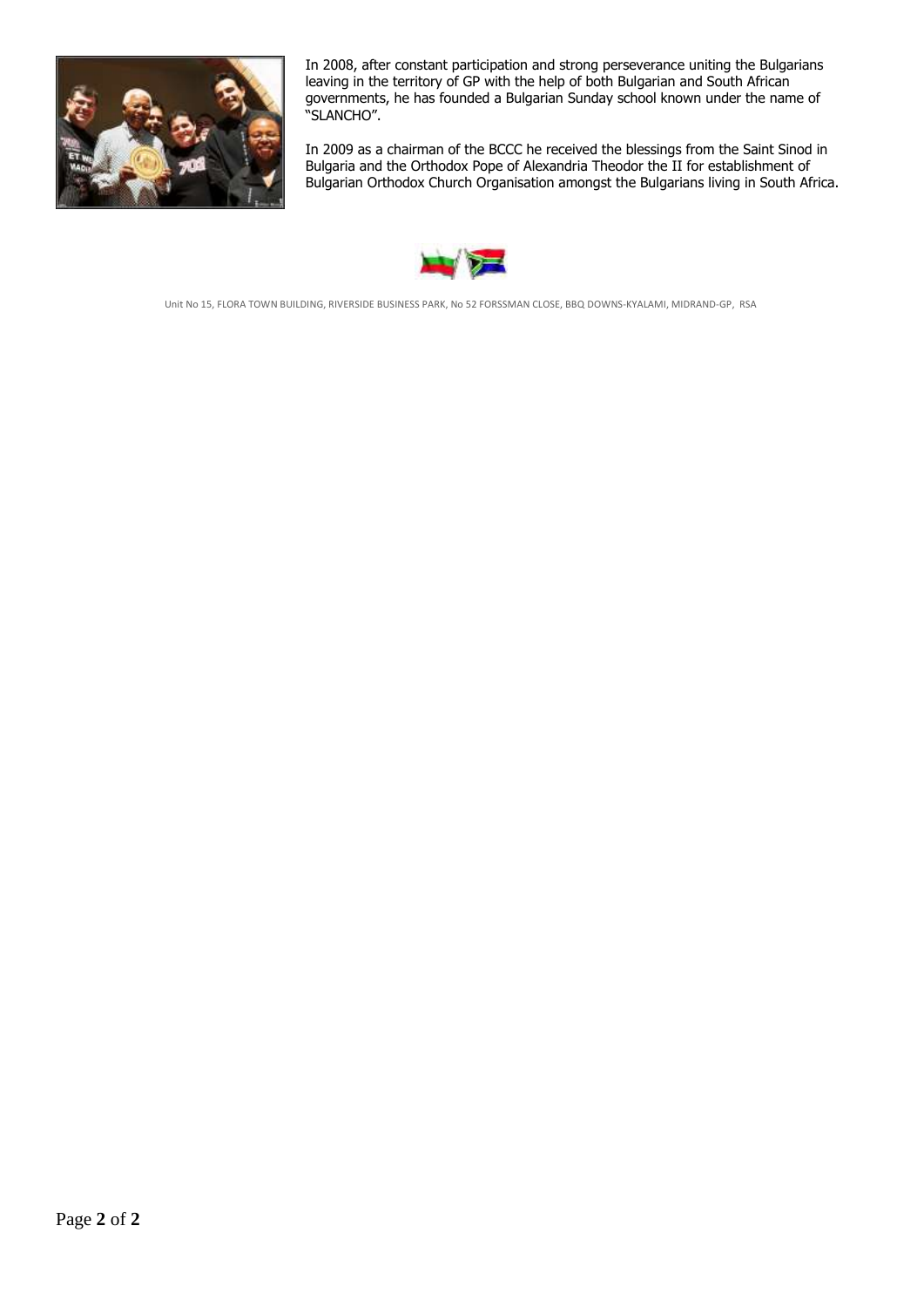In 2008, after constant participation and strong perseverance uniting the Bulgarians leaving in the territory of GP with the help of both Bulgarian and South African governments, he has founded a Bulgarian Sunday school known under the name of "SLANCHO".

In 2009 as a chairman of the BCCC he received the blessings from the Saint Sinod in Bulgaria and the Orthodox Pope of Alexandria Theodor the II for establishment of Bulgarian Orthodox Church Organisation amongst the Bulgarians living in South Africa.

Unit No 15, FLORA TOWN BUILDING, RIVERSIDE BUSINESS PARK, No 52 FORSSMAN CLOSE, BBQ DOWNS-KYALAMI, MIDRAND-GP, RSA